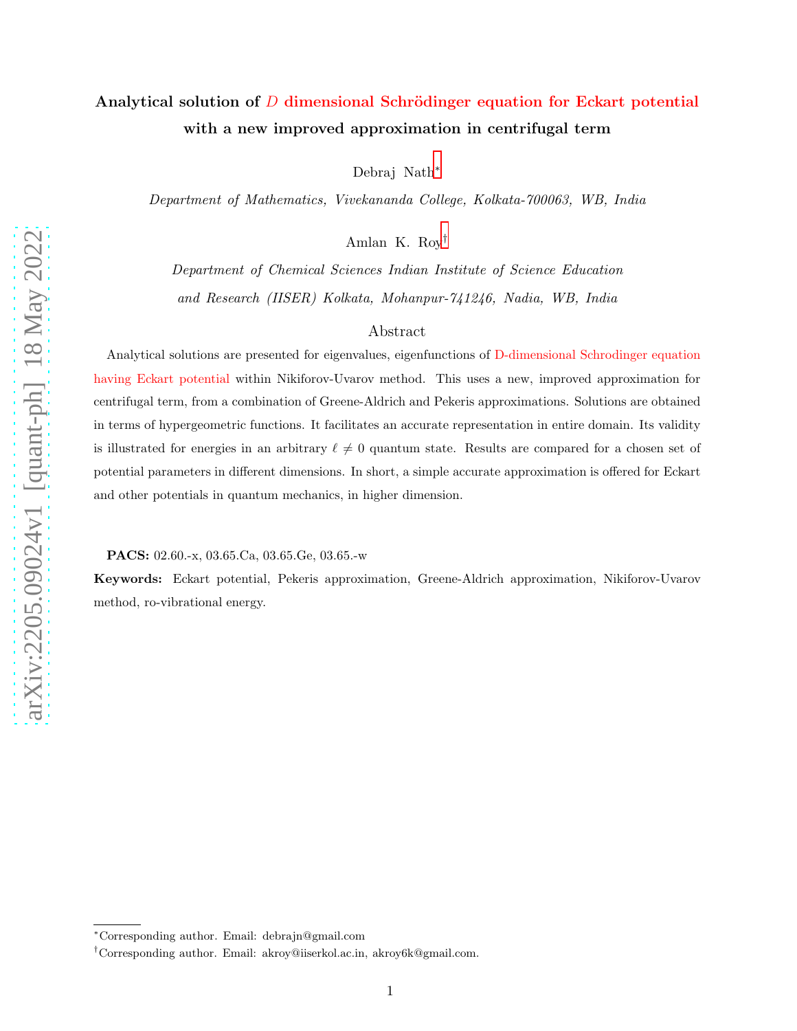# Analytical solution of $D$ dimensional Schrödinger equation for Eckart potential with a new improved approximation in centrifugal term

Debraj Nath*

*Department of Mathematics, Vivekananda College, Kolkata-700063, WB, India*

Amlan K. Roy†

*Department of Chemical Sciences Indian Institute of Science Education and Research (IISER) Kolkata, Mohanpur-741246, Nadia, WB, India*

## Abstract

Analytical solutions are presented for eigenvalues, eigenfunctions of D-dimensional Schrodinger equation having Eckart potential within Nikiforov-Uvarov method. This uses a new, improved approximation for centrifugal term, from a combination of Greene-Aldrich and Pekeris approximations. Solutions are obtained in terms of hypergeometric functions. It facilitates an accurate representation in entire domain. Its validity is illustrated for energies in an arbitrary $\ell \neq 0$ quantum state. Results are compared for a chosen set of potential parameters in different dimensions. In short, a simple accurate approximation is offered for Eckart and other potentials in quantum mechanics, in higher dimension.

**PACS:** 02.60.-x, 03.65.Ca, 03.65.Ge, 03.65.-w

**Keywords:** Eckart potential, Pekeris approximation, Greene-Aldrich approximation, Nikiforov-Uvarov method, ro-vibrational energy.

---

*Corresponding author. Email: debrajn@gmail.com

†Corresponding author. Email: akroy@iiserkol.ac.in, akroy6k@gmail.com.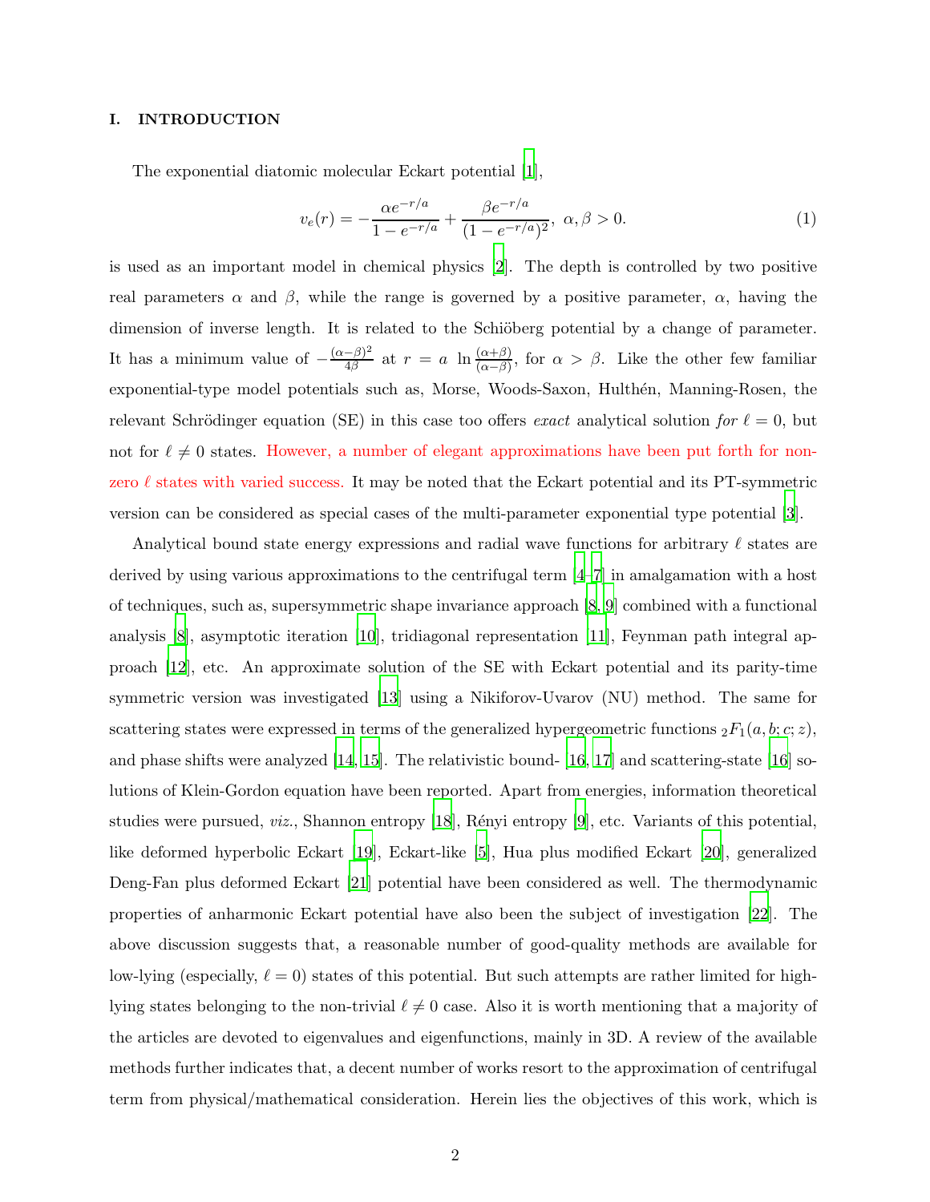## I. INTRODUCTION

The exponential diatomic molecular Eckart potential [1],

$$v_e(r) = -\frac{\alpha e^{-r/a}}{1-e^{-r/a}} + \frac{\beta e^{-r/a}}{(1-e^{-r/a})^2}, \ \alpha, \beta > 0. \tag{1}$$

is used as an important model in chemical physics [2]. The depth is controlled by two positive real parameters $\alpha$ and $\beta$, while the range is governed by a positive parameter, $\alpha$, having the dimension of inverse length. It is related to the Schiöberg potential by a change of parameter. It has a minimum value of $-\frac{(\alpha-\beta)^2}{4\beta}$ at $r = a \ \ln \frac{(\alpha+\beta)}{(\alpha-\beta)}$, for $\alpha > \beta$. Like the other few familiar exponential-type model potentials such as, Morse, Woods-Saxon, Hulthén, Manning-Rosen, the relevant Schrödinger equation (SE) in this case too offers *exact* analytical solution *for* $\ell = 0$, but not for $\ell \neq 0$ states. However, a number of elegant approximations have been put forth for non-zero $\ell$ states with varied success. It may be noted that the Eckart potential and its PT-symmetric version can be considered as special cases of the multi-parameter exponential type potential [3].

Analytical bound state energy expressions and radial wave functions for arbitrary $\ell$ states are derived by using various approximations to the centrifugal term [4–7] in amalgamation with a host of techniques, such as, supersymmetric shape invariance approach [8, 9] combined with a functional analysis [8], asymptotic iteration [10], tridiagonal representation [11], Feynman path integral approach [12], etc. An approximate solution of the SE with Eckart potential and its parity-time symmetric version was investigated [13] using a Nikiforov-Uvarov (NU) method. The same for scattering states were expressed in terms of the generalized hypergeometric functions ${}_2F_1(a, b; c; z)$, and phase shifts were analyzed [14, 15]. The relativistic bound- [16, 17] and scattering-state [16] solutions of Klein-Gordon equation have been reported. Apart from energies, information theoretical studies were pursued, *viz.*, Shannon entropy [18], Rényi entropy [9], etc. Variants of this potential, like deformed hyperbolic Eckart [19], Eckart-like [5], Hua plus modified Eckart [20], generalized Deng-Fan plus deformed Eckart [21] potential have been considered as well. The thermodynamic properties of anharmonic Eckart potential have also been the subject of investigation [22]. The above discussion suggests that, a reasonable number of good-quality methods are available for low-lying (especially, $\ell = 0$) states of this potential. But such attempts are rather limited for high-lying states belonging to the non-trivial $\ell \neq 0$ case. Also it is worth mentioning that a majority of the articles are devoted to eigenvalues and eigenfunctions, mainly in 3D. A review of the available methods further indicates that, a decent number of works resort to the approximation of centrifugal term from physical/mathematical consideration. Herein lies the objectives of this work, which is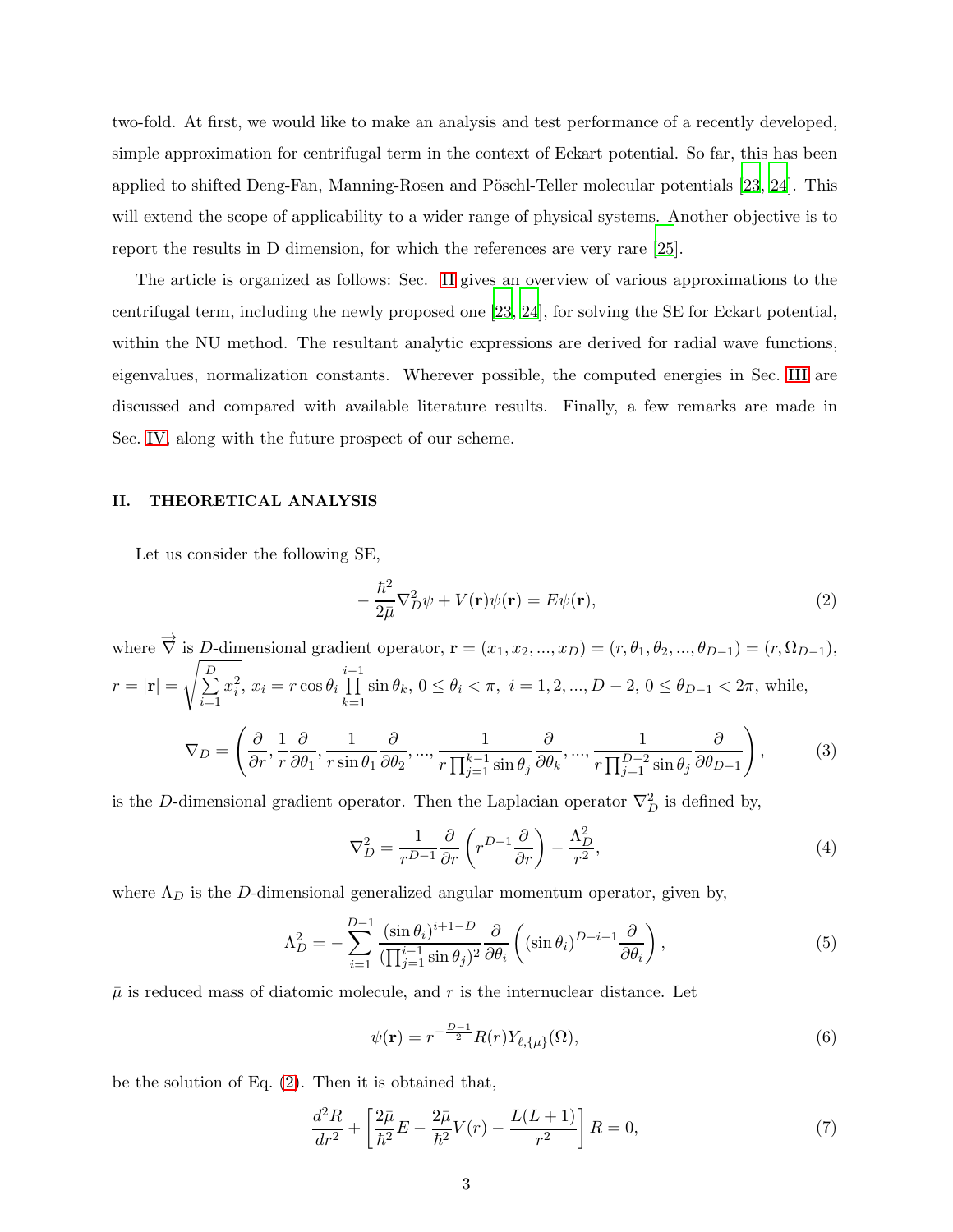two-fold. At first, we would like to make an analysis and test performance of a recently developed, simple approximation for centrifugal term in the context of Eckart potential. So far, this has been applied to shifted Deng-Fan, Manning-Rosen and Pöschl-Teller molecular potentials [23, 24]. This will extend the scope of applicability to a wider range of physical systems. Another objective is to report the results in D dimension, for which the references are very rare [25].

The article is organized as follows: Sec. II gives an overview of various approximations to the centrifugal term, including the newly proposed one [23, 24], for solving the SE for Eckart potential, within the NU method. The resultant analytic expressions are derived for radial wave functions, eigenvalues, normalization constants. Wherever possible, the computed energies in Sec. III are discussed and compared with available literature results. Finally, a few remarks are made in Sec. IV, along with the future prospect of our scheme.

## II. THEORETICAL ANALYSIS

Let us consider the following SE,

$$-\frac{\hbar^2}{2\bar{\mu}}\nabla_D^2\psi + V(\mathbf{r})\psi(\mathbf{r}) = E\psi(\mathbf{r}), \tag{2}$$

where $\overrightarrow{\nabla}$ is $D$-dimensional gradient operator, $\mathbf{r} = (x_1, x_2, ..., x_D) = (r, \theta_1, \theta_2, ..., \theta_{D-1}) = (r, \Omega_{D-1})$, $r = |\mathbf{r}| = \sqrt{\sum\limits_{i=1}^{D} x_i^2}$, $x_i = r\cos\theta_i \prod\limits_{k=1}^{i-1}\sin\theta_k$, $0 \le \theta_i < \pi,\ i = 1, 2, ..., D-2$, $0 \le \theta_{D-1} < 2\pi$, while,

$$\nabla_D = \left(\frac{\partial}{\partial r}, \frac{1}{r}\frac{\partial}{\partial\theta_1}, \frac{1}{r\sin\theta_1}\frac{\partial}{\partial\theta_2}, ..., \frac{1}{r\prod_{j=1}^{k-1}\sin\theta_j}\frac{\partial}{\partial\theta_k}, ..., \frac{1}{r\prod_{j=1}^{D-2}\sin\theta_j}\frac{\partial}{\partial\theta_{D-1}}\right), \tag{3}$$

is the $D$-dimensional gradient operator. Then the Laplacian operator $\nabla_D^2$ is defined by,

$$\nabla_D^2 = \frac{1}{r^{D-1}}\frac{\partial}{\partial r}\left(r^{D-1}\frac{\partial}{\partial r}\right) - \frac{\Lambda_D^2}{r^2}, \tag{4}$$

where $\Lambda_D$ is the $D$-dimensional generalized angular momentum operator, given by,

$$\Lambda_D^2 = -\sum_{i=1}^{D-1}\frac{(\sin\theta_i)^{i+1-D}}{(\prod_{j=1}^{i-1}\sin\theta_j)^2}\frac{\partial}{\partial\theta_i}\left((\sin\theta_i)^{D-i-1}\frac{\partial}{\partial\theta_i}\right), \tag{5}$$

$\bar{\mu}$ is reduced mass of diatomic molecule, and $r$ is the internuclear distance. Let

$$\psi(\mathbf{r}) = r^{-\frac{D-1}{2}}R(r)Y_{\ell,\{\mu\}}(\Omega), \tag{6}$$

be the solution of Eq. (2). Then it is obtained that,

$$\frac{d^2R}{dr^2} + \left[\frac{2\bar{\mu}}{\hbar^2}E - \frac{2\bar{\mu}}{\hbar^2}V(r) - \frac{L(L+1)}{r^2}\right]R = 0, \tag{7}$$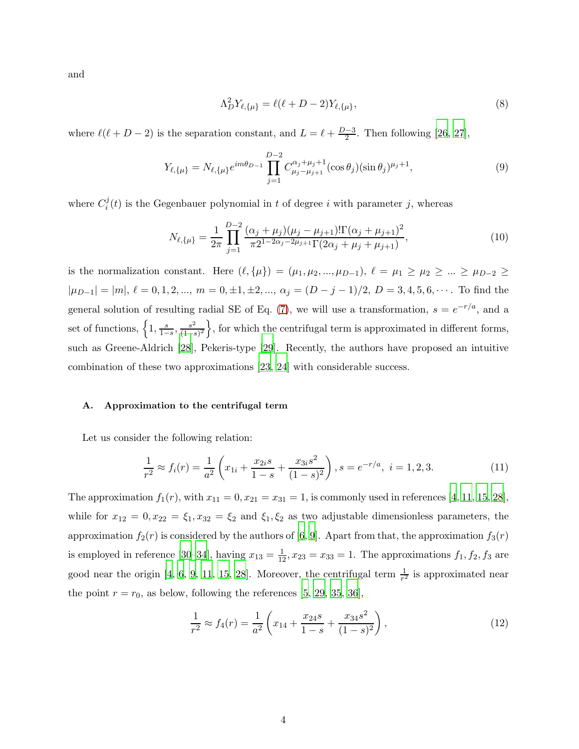and

$$\Lambda_D^2 Y_{\ell,\{\mu\}} = \ell(\ell + D - 2) Y_{\ell,\{\mu\}}, \tag{8}$$

where $\ell(\ell + D - 2)$ is the separation constant, and $L = \ell + \frac{D-3}{2}$. Then following [26, 27],

$$Y_{\ell,\{\mu\}} = N_{\ell,\{\mu\}} e^{im\theta_{D-1}} \prod_{j=1}^{D-2} C_{\mu_j - \mu_{j+1}}^{\alpha_j + \mu_j + 1}(\cos\theta_j)(\sin\theta_j)^{\mu_j + 1}, \tag{9}$$

where $C_i^j(t)$ is the Gegenbauer polynomial in $t$ of degree $i$ with parameter $j$, whereas

$$N_{\ell,\{\mu\}} = \frac{1}{2\pi} \prod_{j=1}^{D-2} \frac{(\alpha_j + \mu_j)(\mu_j - \mu_{j+1})!\Gamma(\alpha_j + \mu_{j+1})^2}{\pi 2^{1-2\alpha_j - 2\mu_{j+1}} \Gamma(2\alpha_j + \mu_j + \mu_{j+1})}, \tag{10}$$

is the normalization constant. Here $(\ell, \{\mu\}) = (\mu_1, \mu_2, ..., \mu_{D-1})$, $\ell = \mu_1 \geq \mu_2 \geq ... \geq \mu_{D-2} \geq |\mu_{D-1}| = |m|$, $\ell = 0, 1, 2, ...$, $m = 0, \pm 1, \pm 2, ...$, $\alpha_j = (D - j - 1)/2$, $D = 3, 4, 5, 6, \cdots$. To find the general solution of resulting radial SE of Eq. (7), we will use a transformation, $s = e^{-r/a}$, and a set of functions, $\left\{1, \frac{s}{1-s}, \frac{s^2}{(1-s)^2}\right\}$, for which the centrifugal term is approximated in different forms, such as Greene-Aldrich [28], Pekeris-type [29]. Recently, the authors have proposed an intuitive combination of these two approximations [23, 24] with considerable success.

### A. Approximation to the centrifugal term

Let us consider the following relation:

$$\frac{1}{r^2} \approx f_i(r) = \frac{1}{a^2}\left(x_{1i} + \frac{x_{2i} s}{1-s} + \frac{x_{3i} s^2}{(1-s)^2}\right), s = e^{-r/a}, \ i = 1, 2, 3. \tag{11}$$

The approximation $f_1(r)$, with $x_{11} = 0, x_{21} = x_{31} = 1$, is commonly used in references [4, 11, 15, 28], while for $x_{12} = 0, x_{22} = \xi_1, x_{32} = \xi_2$ and $\xi_1, \xi_2$ as two adjustable dimensionless parameters, the approximation $f_2(r)$ is considered by the authors of [6, 9]. Apart from that, the approximation $f_3(r)$ is employed in reference [30–34], having $x_{13} = \frac{1}{12}, x_{23} = x_{33} = 1$. The approximations $f_1, f_2, f_3$ are good near the origin [4, 6, 9, 11, 15, 28]. Moreover, the centrifugal term $\frac{1}{r^2}$ is approximated near the point $r = r_0$, as below, following the references [5, 29, 35, 36],

$$\frac{1}{r^2} \approx f_4(r) = \frac{1}{a^2}\left(x_{14} + \frac{x_{24} s}{1-s} + \frac{x_{34} s^2}{(1-s)^2}\right), \tag{12}$$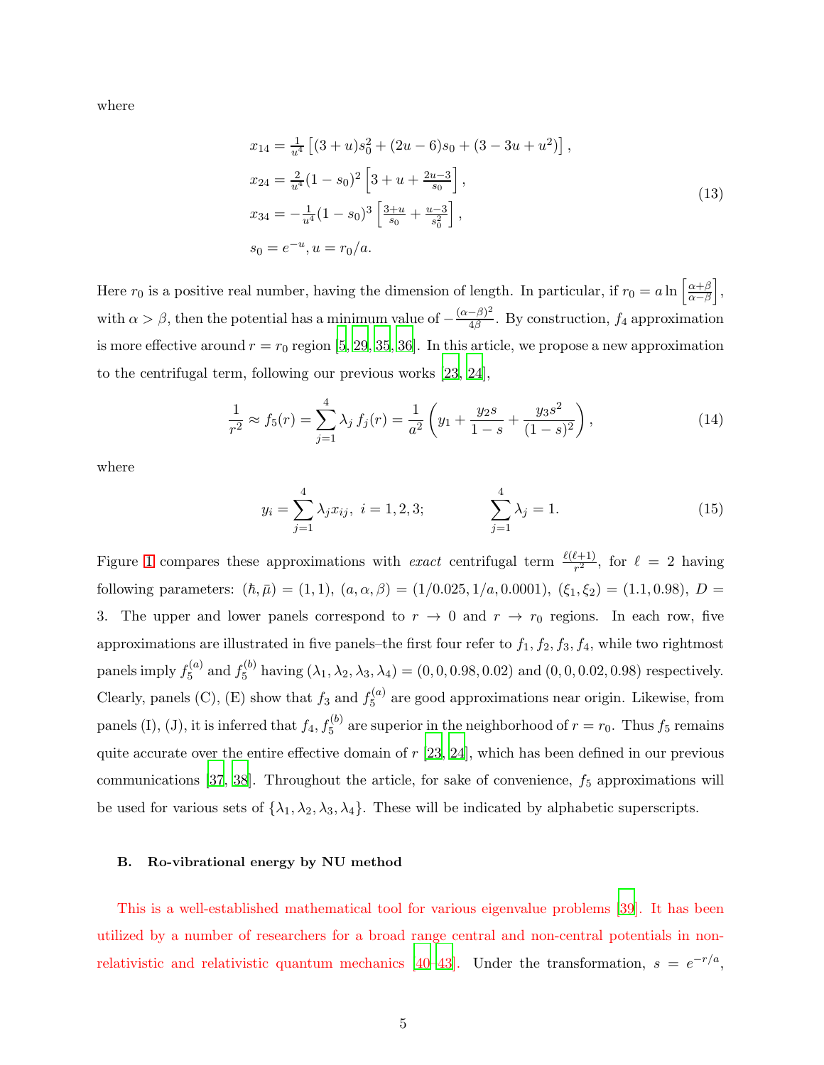where

$$
\begin{aligned}
&x_{14} = \tfrac{1}{u^4}\left[(3+u)s_0^2 + (2u-6)s_0 + (3-3u+u^2)\right], \\
&x_{24} = \tfrac{2}{u^4}(1-s_0)^2\left[3+u+\tfrac{2u-3}{s_0}\right], \\
&x_{34} = -\tfrac{1}{u^4}(1-s_0)^3\left[\tfrac{3+u}{s_0}+\tfrac{u-3}{s_0^2}\right], \\
&s_0 = e^{-u}, u = r_0/a.
\end{aligned}
\tag{13}
$$

Here $r_0$ is a positive real number, having the dimension of length. In particular, if $r_0 = a \ln\left[\frac{\alpha+\beta}{\alpha-\beta}\right]$, with $\alpha > \beta$, then the potential has a minimum value of $-\frac{(\alpha-\beta)^2}{4\beta}$. By construction, $f_4$ approximation is more effective around $r = r_0$ region [5, 29, 35, 36]. In this article, we propose a new approximation to the centrifugal term, following our previous works [23, 24],

$$
\frac{1}{r^2} \approx f_5(r) = \sum_{j=1}^{4} \lambda_j\, f_j(r) = \frac{1}{a^2}\left(y_1 + \frac{y_2 s}{1-s} + \frac{y_3 s^2}{(1-s)^2}\right),
\tag{14}
$$

where

$$
y_i = \sum_{j=1}^{4} \lambda_j x_{ij}, \;\; i = 1,2,3; \qquad\qquad \sum_{j=1}^{4} \lambda_j = 1.
\tag{15}
$$

Figure 1 compares these approximations with *exact* centrifugal term $\frac{\ell(\ell+1)}{r^2}$, for $\ell = 2$ having following parameters: $(\hbar, \bar{\mu}) = (1,1)$, $(a, \alpha, \beta) = (1/0.025, 1/a, 0.0001)$, $(\xi_1, \xi_2) = (1.1, 0.98)$, $D = 3$. The upper and lower panels correspond to $r \to 0$ and $r \to r_0$ regions. In each row, five approximations are illustrated in five panels–the first four refer to $f_1, f_2, f_3, f_4$, while two rightmost panels imply $f_5^{(a)}$ and $f_5^{(b)}$ having $(\lambda_1, \lambda_2, \lambda_3, \lambda_4) = (0, 0, 0.98, 0.02)$ and $(0, 0, 0.02, 0.98)$ respectively. Clearly, panels (C), (E) show that $f_3$ and $f_5^{(a)}$ are good approximations near origin. Likewise, from panels (I), (J), it is inferred that $f_4, f_5^{(b)}$ are superior in the neighborhood of $r = r_0$. Thus $f_5$ remains quite accurate over the entire effective domain of $r$ [23, 24], which has been defined in our previous communications [37, 38]. Throughout the article, for sake of convenience, $f_5$ approximations will be used for various sets of $\{\lambda_1, \lambda_2, \lambda_3, \lambda_4\}$. These will be indicated by alphabetic superscripts.

### B. Ro-vibrational energy by NU method

This is a well-established mathematical tool for various eigenvalue problems [39]. It has been utilized by a number of researchers for a broad range central and non-central potentials in non-relativistic and relativistic quantum mechanics [40–43]. Under the transformation, $s = e^{-r/a}$,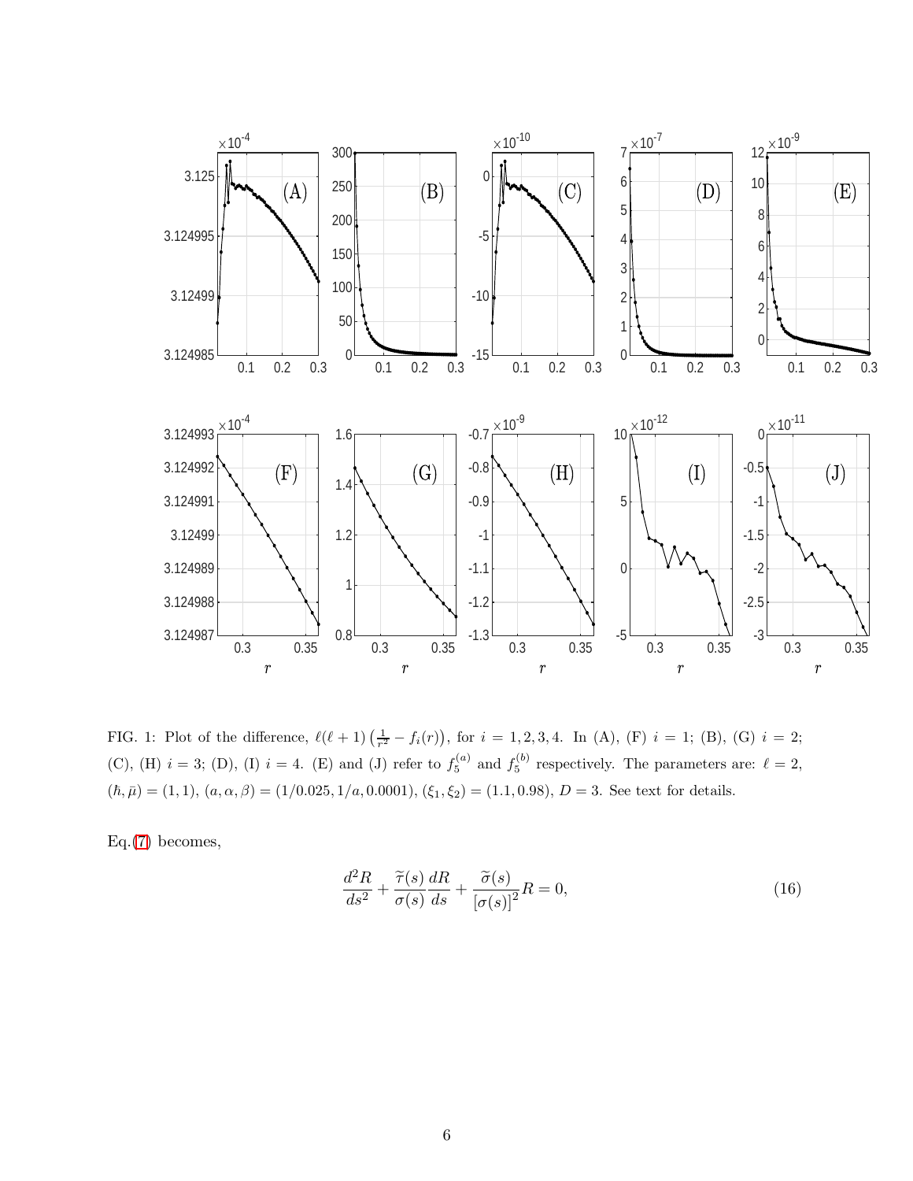FIG. 1: Plot of the difference, $\ell(\ell+1)\left(\frac{1}{r^2} - f_i(r)\right)$, for $i = 1, 2, 3, 4$. In (A), (F) $i = 1$; (B), (G) $i = 2$; (C), (H) $i = 3$; (D), (I) $i = 4$. (E) and (J) refer to $f_5^{(a)}$ and $f_5^{(b)}$ respectively. The parameters are: $\ell = 2$, $(\hbar, \bar{\mu}) = (1, 1)$, $(a, \alpha, \beta) = (1/0.025, 1/a, 0.0001)$, $(\xi_1, \xi_2) = (1.1, 0.98)$, $D = 3$. See text for details.

Eq.(7) becomes,

$$\frac{d^2R}{ds^2} + \frac{\widetilde{\tau}(s)}{\sigma(s)}\frac{dR}{ds} + \frac{\widetilde{\sigma}(s)}{[\sigma(s)]^2}R = 0, \tag{16}$$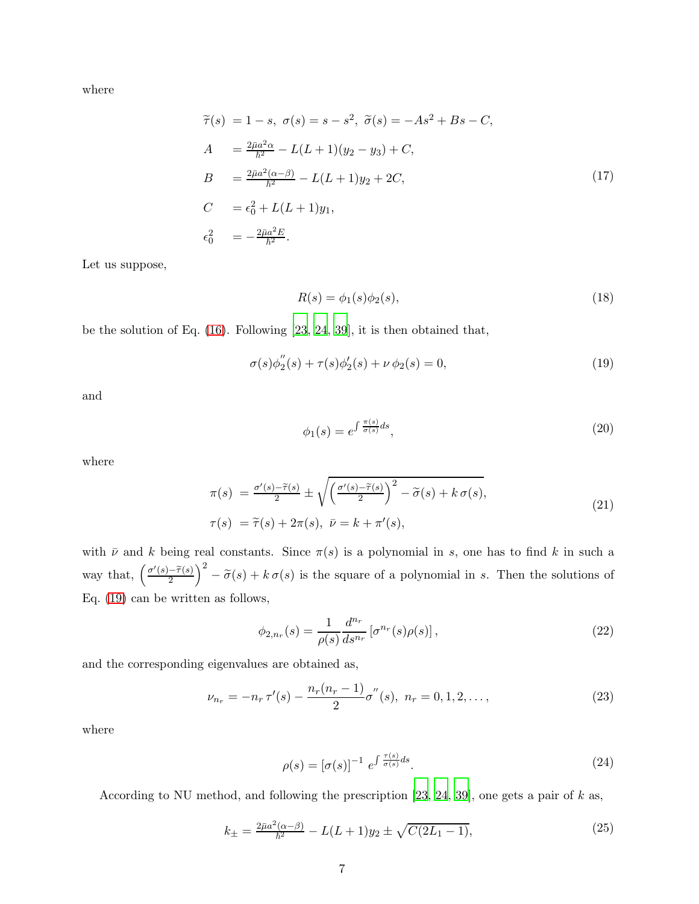where

$$
\begin{aligned}
\widetilde{\tau}(s) &= 1-s,\ \sigma(s)=s-s^2,\ \widetilde{\sigma}(s)=-As^2+Bs-C,\\
A &= \tfrac{2\bar{\mu}a^2\alpha}{\hbar^2}-L(L+1)(y_2-y_3)+C,\\
B &= \tfrac{2\bar{\mu}a^2(\alpha-\beta)}{\hbar^2}-L(L+1)y_2+2C,\\
C &= \epsilon_0^2+L(L+1)y_1,\\
\epsilon_0^2 &= -\tfrac{2\bar{\mu}a^2E}{\hbar^2}.
\end{aligned}
\tag{17}
$$

Let us suppose,

$$
R(s)=\phi_1(s)\phi_2(s), \tag{18}
$$

be the solution of Eq. (16). Following [23, 24, 39], it is then obtained that,

$$
\sigma(s)\phi_2^{''}(s)+\tau(s)\phi_2'(s)+\nu\,\phi_2(s)=0, \tag{19}
$$

and

$$
\phi_1(s)=e^{\int\frac{\pi(s)}{\sigma(s)}ds}, \tag{20}
$$

where

$$
\begin{aligned}
\pi(s) &= \tfrac{\sigma'(s)-\widetilde{\tau}(s)}{2}\pm\sqrt{\left(\tfrac{\sigma'(s)-\widetilde{\tau}(s)}{2}\right)^2-\widetilde{\sigma}(s)+k\,\sigma(s)},\\
\tau(s) &= \widetilde{\tau}(s)+2\pi(s),\ \bar{\nu}=k+\pi'(s),
\end{aligned}
\tag{21}
$$

with $\bar{\nu}$ and $k$ being real constants. Since $\pi(s)$ is a polynomial in $s$, one has to find $k$ in such a way that, $\left(\frac{\sigma'(s)-\widetilde{\tau}(s)}{2}\right)^2-\widetilde{\sigma}(s)+k\,\sigma(s)$ is the square of a polynomial in $s$. Then the solutions of Eq. (19) can be written as follows,

$$
\phi_{2,n_r}(s)=\frac{1}{\rho(s)}\frac{d^{n_r}}{ds^{n_r}}\left[\sigma^{n_r}(s)\rho(s)\right], \tag{22}
$$

and the corresponding eigenvalues are obtained as,

$$
\nu_{n_r}=-n_r\,\tau'(s)-\frac{n_r(n_r-1)}{2}\sigma^{''}(s),\ n_r=0,1,2,\ldots, \tag{23}
$$

where

$$
\rho(s)=[\sigma(s)]^{-1}\,e^{\int\frac{\tau(s)}{\sigma(s)}ds}. \tag{24}
$$

According to NU method, and following the prescription [23, 24, 39], one gets a pair of $k$ as,

$$
k_{\pm}=\tfrac{2\bar{\mu}a^2(\alpha-\beta)}{\hbar^2}-L(L+1)y_2\pm\sqrt{C(2L_1-1)}, \tag{25}
$$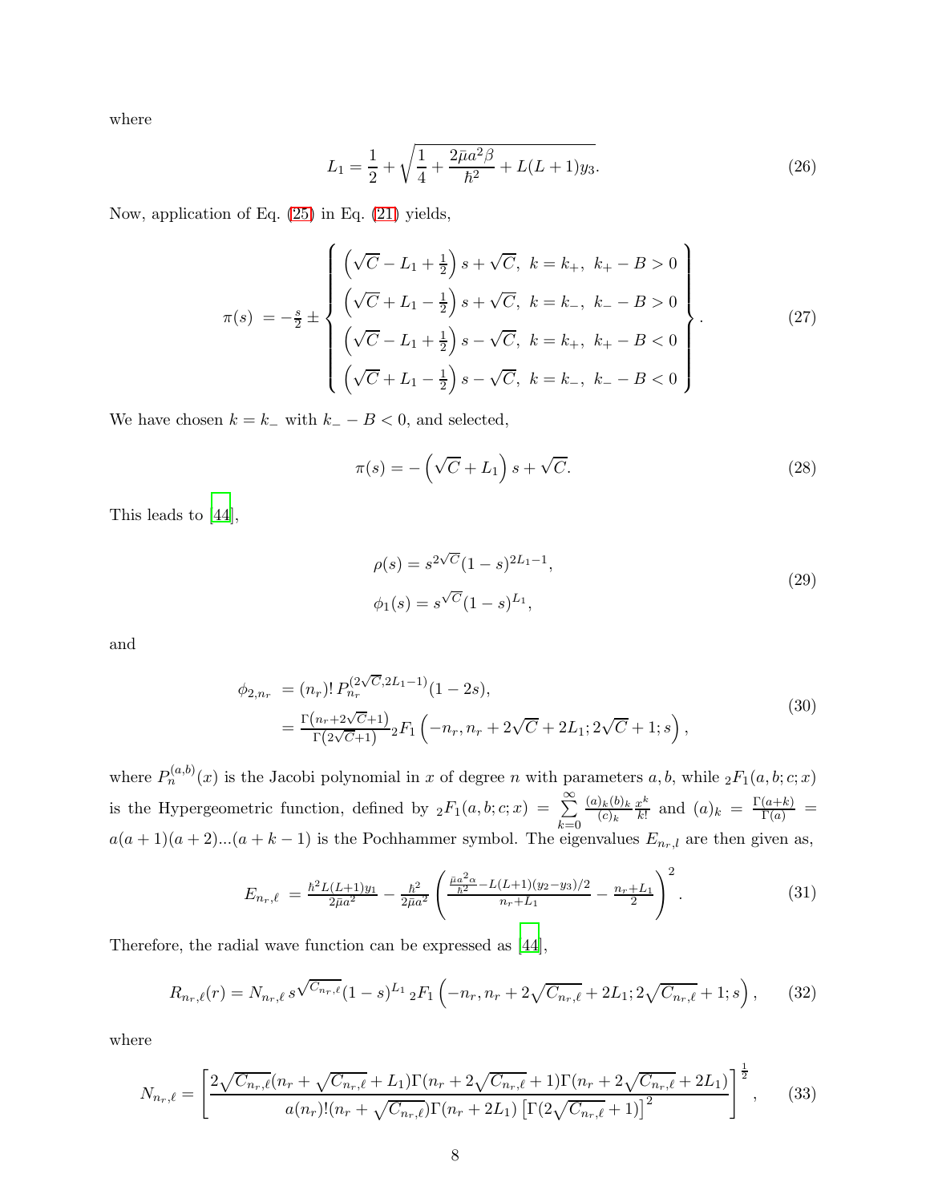where

$$L_1 = \frac{1}{2} + \sqrt{\frac{1}{4} + \frac{2\bar{\mu}a^2\beta}{\hbar^2} + L(L+1)y_3}. \tag{26}$$

Now, application of Eq. (25) in Eq. (21) yields,

$$\pi(s) = -\tfrac{s}{2} \pm \left\{ \begin{array}{l} \left(\sqrt{C} - L_1 + \frac{1}{2}\right)s + \sqrt{C}, \;\; k = k_+, \;\; k_+ - B > 0 \\ \left(\sqrt{C} + L_1 - \frac{1}{2}\right)s + \sqrt{C}, \;\; k = k_-, \;\; k_- - B > 0 \\ \left(\sqrt{C} - L_1 + \frac{1}{2}\right)s - \sqrt{C}, \;\; k = k_+, \;\; k_+ - B < 0 \\ \left(\sqrt{C} + L_1 - \frac{1}{2}\right)s - \sqrt{C}, \;\; k = k_-, \;\; k_- - B < 0 \end{array} \right\}. \tag{27}$$

We have chosen $k = k_-$ with $k_- - B < 0$, and selected,

$$\pi(s) = -\left(\sqrt{C} + L_1\right)s + \sqrt{C}. \tag{28}$$

This leads to [44],

$$\begin{aligned} \rho(s) &= s^{2\sqrt{C}}(1-s)^{2L_1-1}, \\ \phi_1(s) &= s^{\sqrt{C}}(1-s)^{L_1}, \end{aligned} \tag{29}$$

and

$$\begin{aligned} \phi_{2,n_r} &= (n_r)!\, P_{n_r}^{(2\sqrt{C},2L_1-1)}(1-2s), \\ &= \tfrac{\Gamma\left(n_r+2\sqrt{C}+1\right)}{\Gamma\left(2\sqrt{C}+1\right)}\, {}_2F_1\left(-n_r, n_r+2\sqrt{C}+2L_1; 2\sqrt{C}+1; s\right), \end{aligned} \tag{30}$$

where $P_n^{(a,b)}(x)$ is the Jacobi polynomial in $x$ of degree $n$ with parameters $a, b$, while ${}_2F_1(a,b;c;x)$ is the Hypergeometric function, defined by ${}_2F_1(a,b;c;x) = \sum\limits_{k=0}^{\infty} \frac{(a)_k (b)_k}{(c)_k}\frac{x^k}{k!}$ and $(a)_k = \frac{\Gamma(a+k)}{\Gamma(a)} = a(a+1)(a+2)...(a+k-1)$ is the Pochhammer symbol. The eigenvalues $E_{n_r,l}$ are then given as,

$$E_{n_r,\ell} = \tfrac{\hbar^2 L(L+1)y_1}{2\bar{\mu}a^2} - \tfrac{\hbar^2}{2\bar{\mu}a^2}\left(\tfrac{\frac{\bar{\mu}a^2\alpha}{\hbar^2} - L(L+1)(y_2-y_3)/2}{n_r+L_1} - \tfrac{n_r+L_1}{2}\right)^2. \tag{31}$$

Therefore, the radial wave function can be expressed as [44],

$$R_{n_r,\ell}(r) = N_{n_r,\ell}\, s^{\sqrt{C_{n_r,\ell}}}(1-s)^{L_1}\, {}_2F_1\left(-n_r, n_r+2\sqrt{C_{n_r,\ell}}+2L_1; 2\sqrt{C_{n_r,\ell}}+1; s\right), \tag{32}$$

where

$$N_{n_r,\ell} = \left[\frac{2\sqrt{C_{n_r,\ell}}(n_r+\sqrt{C_{n_r,\ell}}+L_1)\Gamma(n_r+2\sqrt{C_{n_r,\ell}}+1)\Gamma(n_r+2\sqrt{C_{n_r,\ell}}+2L_1)}{a(n_r)!(n_r+\sqrt{C_{n_r,\ell}})\Gamma(n_r+2L_1)\left[\Gamma(2\sqrt{C_{n_r,\ell}}+1)\right]^2}\right]^{\frac{1}{2}}, \tag{33}$$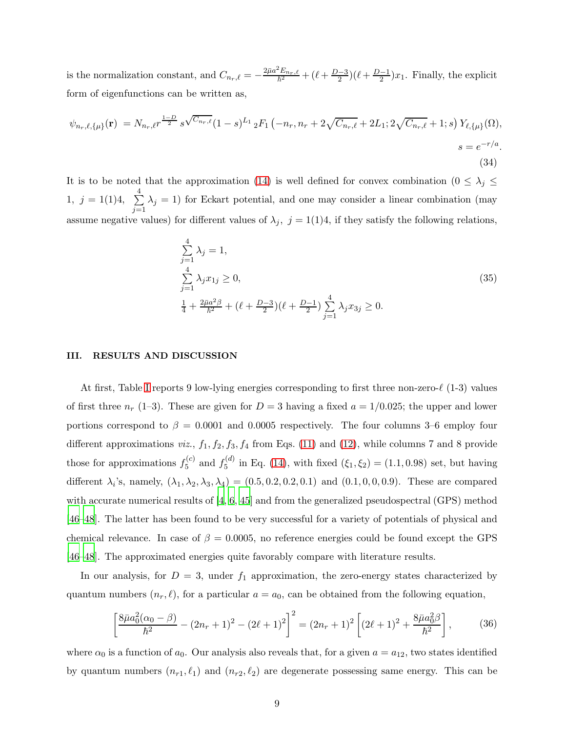is the normalization constant, and $C_{n_r,\ell} = -\frac{2\bar{\mu}a^2 E_{n_r,\ell}}{\hbar^2} + (\ell + \frac{D-3}{2})(\ell + \frac{D-1}{2})x_1$. Finally, the explicit form of eigenfunctions can be written as,

$$\psi_{n_r,\ell,\{\mu\}}(\mathbf{r}) = N_{n_r,\ell} r^{\frac{1-D}{2}} s^{\sqrt{C_{n_r,\ell}}}(1-s)^{L_1} {}_2F_1\left(-n_r, n_r + 2\sqrt{C_{n_r,\ell}} + 2L_1; 2\sqrt{C_{n_r,\ell}} + 1; s\right) Y_{\ell,\{\mu\}}(\Omega),$$
$$s = e^{-r/a}. \tag{34}$$

It is to be noted that the approximation (14) is well defined for convex combination ($0 \leq \lambda_j \leq 1,\ j = 1(1)4,\ \sum_{j=1}^{4} \lambda_j = 1$) for Eckart potential, and one may consider a linear combination (may assume negative values) for different values of $\lambda_j,\ j = 1(1)4$, if they satisfy the following relations,

$$\begin{aligned}
&\sum_{j=1}^{4} \lambda_j = 1, \\
&\sum_{j=1}^{4} \lambda_j x_{1j} \geq 0, \\
&\tfrac{1}{4} + \tfrac{2\bar{\mu}a^2\beta}{\hbar^2} + (\ell + \tfrac{D-3}{2})(\ell + \tfrac{D-1}{2}) \sum_{j=1}^{4} \lambda_j x_{3j} \geq 0.
\end{aligned} \tag{35}$$

## III. RESULTS AND DISCUSSION

At first, Table I reports 9 low-lying energies corresponding to first three non-zero-$\ell$ (1-3) values of first three $n_r$ (1–3). These are given for $D = 3$ having a fixed $a = 1/0.025$; the upper and lower portions correspond to $\beta = 0.0001$ and $0.0005$ respectively. The four columns 3–6 employ four different approximations *viz.*, $f_1, f_2, f_3, f_4$ from Eqs. (11) and (12), while columns 7 and 8 provide those for approximations $f_5^{(c)}$ and $f_5^{(d)}$ in Eq. (14), with fixed $(\xi_1, \xi_2) = (1.1, 0.98)$ set, but having different $\lambda_i$'s, namely, $(\lambda_1, \lambda_2, \lambda_3, \lambda_4) = (0.5, 0.2, 0.2, 0.1)$ and $(0.1, 0, 0, 0.9)$. These are compared with accurate numerical results of [4, 6, 45] and from the generalized pseudospectral (GPS) method [46–48]. The latter has been found to be very successful for a variety of potentials of physical and chemical relevance. In case of $\beta = 0.0005$, no reference energies could be found except the GPS [46–48]. The approximated energies quite favorably compare with literature results.

In our analysis, for $D = 3$, under $f_1$ approximation, the zero-energy states characterized by quantum numbers $(n_r, \ell)$, for a particular $a = a_0$, can be obtained from the following equation,

$$\left[\frac{8\bar{\mu}a_0^2(\alpha_0 - \beta)}{\hbar^2} - (2n_r+1)^2 - (2\ell+1)^2\right]^2 = (2n_r+1)^2\left[(2\ell+1)^2 + \frac{8\bar{\mu}a_0^2\beta}{\hbar^2}\right], \tag{36}$$

where $\alpha_0$ is a function of $a_0$. Our analysis also reveals that, for a given $a = a_{12}$, two states identified by quantum numbers $(n_{r1}, \ell_1)$ and $(n_{r2}, \ell_2)$ are degenerate possessing same energy. This can be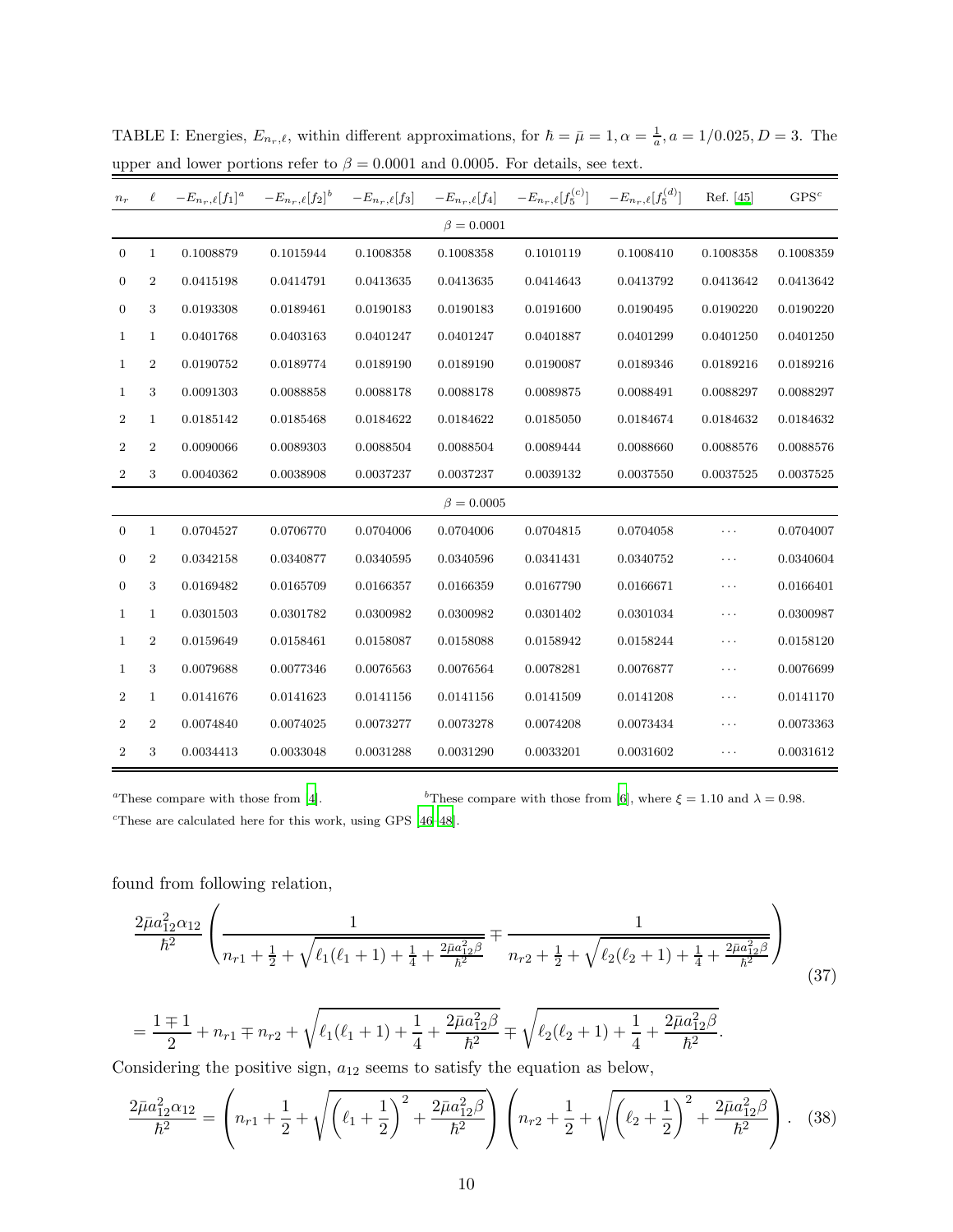TABLE I: Energies, $E_{n_r,\ell}$, within different approximations, for $\hbar = \bar{\mu} = 1, \alpha = \frac{1}{a}, a = 1/0.025, D = 3$. The upper and lower portions refer to $\beta = 0.0001$ and 0.0005. For details, see text.

| $n_r$ | $\ell$ | $-E_{n_r,\ell}[f_1]^a$ | $-E_{n_r,\ell}[f_2]^b$ | $-E_{n_r,\ell}[f_3]$ | $-E_{n_r,\ell}[f_4]$ | $-E_{n_r,\ell}[f_5^{(c)}]$ | $-E_{n_r,\ell}[f_5^{(d)}]$ | Ref. [45] | GPS$^c$ |
|---|---|---|---|---|---|---|---|---|---|
| | | | | | $\beta = 0.0001$ | | | | |
| 0 | 1 | 0.1008879 | 0.1015944 | 0.1008358 | 0.1008358 | 0.1010119 | 0.1008410 | 0.1008358 | 0.1008359 |
| 0 | 2 | 0.0415198 | 0.0414791 | 0.0413635 | 0.0413635 | 0.0414643 | 0.0413792 | 0.0413642 | 0.0413642 |
| 0 | 3 | 0.0193308 | 0.0189461 | 0.0190183 | 0.0190183 | 0.0191600 | 0.0190495 | 0.0190220 | 0.0190220 |
| 1 | 1 | 0.0401768 | 0.0403163 | 0.0401247 | 0.0401247 | 0.0401887 | 0.0401299 | 0.0401250 | 0.0401250 |
| 1 | 2 | 0.0190752 | 0.0189774 | 0.0189190 | 0.0189190 | 0.0190087 | 0.0189346 | 0.0189216 | 0.0189216 |
| 1 | 3 | 0.0091303 | 0.0088858 | 0.0088178 | 0.0088178 | 0.0089875 | 0.0088491 | 0.0088297 | 0.0088297 |
| 2 | 1 | 0.0185142 | 0.0185468 | 0.0184622 | 0.0184622 | 0.0185050 | 0.0184674 | 0.0184632 | 0.0184632 |
| 2 | 2 | 0.0090066 | 0.0089303 | 0.0088504 | 0.0088504 | 0.0089444 | 0.0088660 | 0.0088576 | 0.0088576 |
| 2 | 3 | 0.0040362 | 0.0038908 | 0.0037237 | 0.0037237 | 0.0039132 | 0.0037550 | 0.0037525 | 0.0037525 |
| | | | | | $\beta = 0.0005$ | | | | |
| 0 | 1 | 0.0704527 | 0.0706770 | 0.0704006 | 0.0704006 | 0.0704815 | 0.0704058 | $\cdots$ | 0.0704007 |
| 0 | 2 | 0.0342158 | 0.0340877 | 0.0340595 | 0.0340596 | 0.0341431 | 0.0340752 | $\cdots$ | 0.0340604 |
| 0 | 3 | 0.0169482 | 0.0165709 | 0.0166357 | 0.0166359 | 0.0167790 | 0.0166671 | $\cdots$ | 0.0166401 |
| 1 | 1 | 0.0301503 | 0.0301782 | 0.0300982 | 0.0300982 | 0.0301402 | 0.0301034 | $\cdots$ | 0.0300987 |
| 1 | 2 | 0.0159649 | 0.0158461 | 0.0158087 | 0.0158088 | 0.0158942 | 0.0158244 | $\cdots$ | 0.0158120 |
| 1 | 3 | 0.0079688 | 0.0077346 | 0.0076563 | 0.0076564 | 0.0078281 | 0.0076877 | $\cdots$ | 0.0076699 |
| 2 | 1 | 0.0141676 | 0.0141623 | 0.0141156 | 0.0141156 | 0.0141509 | 0.0141208 | $\cdots$ | 0.0141170 |
| 2 | 2 | 0.0074840 | 0.0074025 | 0.0073277 | 0.0073278 | 0.0074208 | 0.0073434 | $\cdots$ | 0.0073363 |
| 2 | 3 | 0.0034413 | 0.0033048 | 0.0031288 | 0.0031290 | 0.0033201 | 0.0031602 | $\cdots$ | 0.0031612 |

[a]These compare with those from [4]. [b]These compare with those from [6], where $\xi = 1.10$ and $\lambda = 0.98$.
[c]These are calculated here for this work, using GPS [46–48].

found from following relation,

$$\frac{2\bar{\mu}a_{12}^2\alpha_{12}}{\hbar^2}\left(\frac{1}{n_{r1}+\frac{1}{2}+\sqrt{\ell_1(\ell_1+1)+\frac{1}{4}+\frac{2\bar{\mu}a_{12}^2\beta}{\hbar^2}}} \mp \frac{1}{n_{r2}+\frac{1}{2}+\sqrt{\ell_2(\ell_2+1)+\frac{1}{4}+\frac{2\bar{\mu}a_{12}^2\beta}{\hbar^2}}}\right) \tag{37}$$

$$= \frac{1\mp 1}{2} + n_{r1} \mp n_{r2} + \sqrt{\ell_1(\ell_1+1)+\frac{1}{4}+\frac{2\bar{\mu}a_{12}^2\beta}{\hbar^2}} \mp \sqrt{\ell_2(\ell_2+1)+\frac{1}{4}+\frac{2\bar{\mu}a_{12}^2\beta}{\hbar^2}}.$$

Considering the positive sign, $a_{12}$ seems to satisfy the equation as below,

$$\frac{2\bar{\mu}a_{12}^2\alpha_{12}}{\hbar^2} = \left(n_{r1}+\frac{1}{2}+\sqrt{\left(\ell_1+\frac{1}{2}\right)^2+\frac{2\bar{\mu}a_{12}^2\beta}{\hbar^2}}\right)\left(n_{r2}+\frac{1}{2}+\sqrt{\left(\ell_2+\frac{1}{2}\right)^2+\frac{2\bar{\mu}a_{12}^2\beta}{\hbar^2}}\right). \tag{38}$$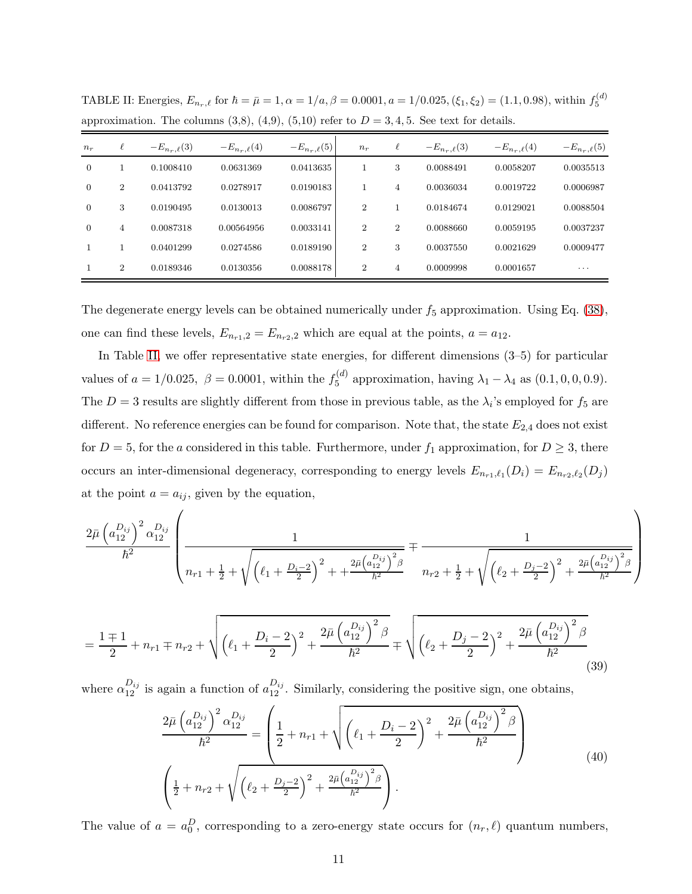TABLE II: Energies, $E_{n_r,\ell}$ for $\hbar = \bar{\mu} = 1, \alpha = 1/a, \beta = 0.0001, a = 1/0.025, (\xi_1, \xi_2) = (1.1, 0.98)$, within $f_5^{(d)}$ approximation. The columns (3,8), (4,9), (5,10) refer to $D = 3, 4, 5$. See text for details.

| $n_r$ | $\ell$ | $-E_{n_r,\ell}(3)$ | $-E_{n_r,\ell}(4)$ | $-E_{n_r,\ell}(5)$ | $n_r$ | $\ell$ | $-E_{n_r,\ell}(3)$ | $-E_{n_r,\ell}(4)$ | $-E_{n_r,\ell}(5)$ |
|---|---|---|---|---|---|---|---|---|---|
| 0 | 1 | 0.1008410 | 0.0631369 | 0.0413635 | 1 | 3 | 0.0088491 | 0.0058207 | 0.0035513 |
| 0 | 2 | 0.0413792 | 0.0278917 | 0.0190183 | 1 | 4 | 0.0036034 | 0.0019722 | 0.0006987 |
| 0 | 3 | 0.0190495 | 0.0130013 | 0.0086797 | 2 | 1 | 0.0184674 | 0.0129021 | 0.0088504 |
| 0 | 4 | 0.0087318 | 0.00564956 | 0.0033141 | 2 | 2 | 0.0088660 | 0.0059195 | 0.0037237 |
| 1 | 1 | 0.0401299 | 0.0274586 | 0.0189190 | 2 | 3 | 0.0037550 | 0.0021629 | 0.0009477 |
| 1 | 2 | 0.0189346 | 0.0130356 | 0.0088178 | 2 | 4 | 0.0009998 | 0.0001657 | ··· |

The degenerate energy levels can be obtained numerically under $f_5$ approximation. Using Eq. (38), one can find these levels, $E_{n_{r1},2} = E_{n_{r2},2}$ which are equal at the points, $a = a_{12}$.

In Table II, we offer representative state energies, for different dimensions (3–5) for particular values of $a = 1/0.025$, $\beta = 0.0001$, within the $f_5^{(d)}$ approximation, having $\lambda_1 - \lambda_4$ as $(0.1, 0, 0, 0.9)$. The $D = 3$ results are slightly different from those in previous table, as the $\lambda_i$'s employed for $f_5$ are different. No reference energies can be found for comparison. Note that, the state $E_{2,4}$ does not exist for $D = 5$, for the $a$ considered in this table. Furthermore, under $f_1$ approximation, for $D \geq 3$, there occurs an inter-dimensional degeneracy, corresponding to energy levels $E_{n_{r1},\ell_1}(D_i) = E_{n_{r2},\ell_2}(D_j)$ at the point $a = a_{ij}$, given by the equation,

$$\frac{2\bar{\mu}\left(a_{12}^{D_{ij}}\right)^2 \alpha_{12}^{D_{ij}}}{\hbar^2}\left(\frac{1}{n_{r1} + \frac{1}{2} + \sqrt{\left(\ell_1 + \frac{D_i - 2}{2}\right)^2 + + \frac{2\bar{\mu}\left(a_{12}^{D_{ij}}\right)^2 \beta}{\hbar^2}}} \mp \frac{1}{n_{r2} + \frac{1}{2} + \sqrt{\left(\ell_2 + \frac{D_j - 2}{2}\right)^2 + \frac{2\bar{\mu}\left(a_{12}^{D_{ij}}\right)^2 \beta}{\hbar^2}}}\right)$$

$$= \frac{1 \mp 1}{2} + n_{r1} \mp n_{r2} + \sqrt{\left(\ell_1 + \frac{D_i - 2}{2}\right)^2 + \frac{2\bar{\mu}\left(a_{12}^{D_{ij}}\right)^2 \beta}{\hbar^2}} \mp \sqrt{\left(\ell_2 + \frac{D_j - 2}{2}\right)^2 + \frac{2\bar{\mu}\left(a_{12}^{D_{ij}}\right)^2 \beta}{\hbar^2}} \tag{39}$$

where $\alpha_{12}^{D_{ij}}$ is again a function of $a_{12}^{D_{ij}}$. Similarly, considering the positive sign, one obtains,

$$\frac{2\bar{\mu}\left(a_{12}^{D_{ij}}\right)^2 \alpha_{12}^{D_{ij}}}{\hbar^2} = \left(\frac{1}{2} + n_{r1} + \sqrt{\left(\ell_1 + \frac{D_i - 2}{2}\right)^2 + \frac{2\bar{\mu}\left(a_{12}^{D_{ij}}\right)^2 \beta}{\hbar^2}}\right)$$
$$\left(\frac{1}{2} + n_{r2} + \sqrt{\left(\ell_2 + \frac{D_j - 2}{2}\right)^2 + \frac{2\bar{\mu}\left(a_{12}^{D_{ij}}\right)^2 \beta}{\hbar^2}}\right). \tag{40}$$

The value of $a = a_0^D$, corresponding to a zero-energy state occurs for $(n_r, \ell)$ quantum numbers,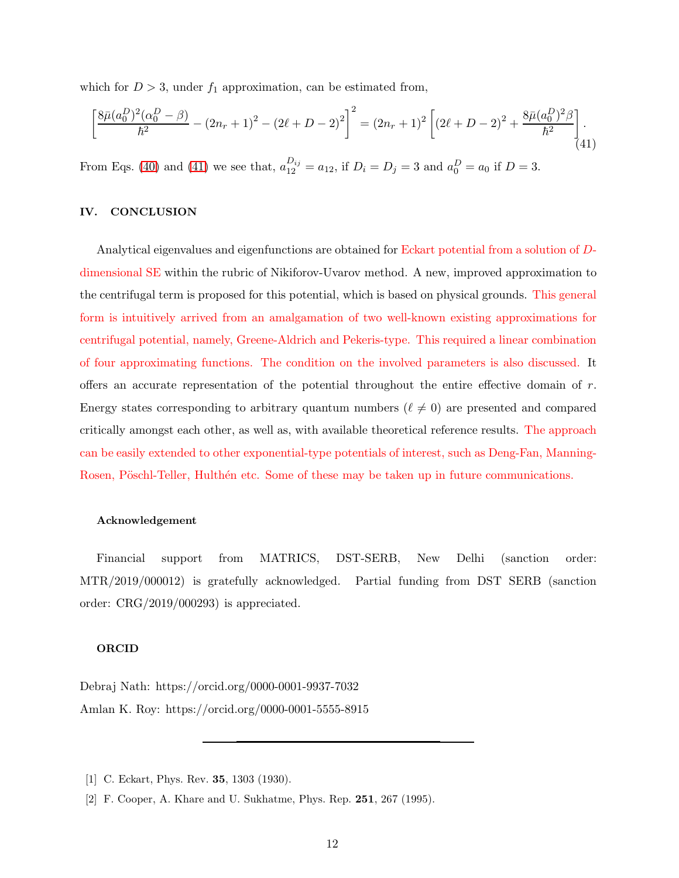which for $D > 3$, under $f_1$ approximation, can be estimated from,

$$\left[\frac{8\bar{\mu}(a_0^D)^2(\alpha_0^D - \beta)}{\hbar^2} - (2n_r+1)^2 - (2\ell + D - 2)^2\right]^2 = (2n_r+1)^2\left[(2\ell + D - 2)^2 + \frac{8\bar{\mu}(a_0^D)^2\beta}{\hbar^2}\right]. \quad (41)$$

From Eqs. (40) and (41) we see that, $a_{12}^{D_{ij}} = a_{12}$, if $D_i = D_j = 3$ and $a_0^D = a_0$ if $D = 3$.

## IV. CONCLUSION

Analytical eigenvalues and eigenfunctions are obtained for Eckart potential from a solution of $D$-dimensional SE within the rubric of Nikiforov-Uvarov method. A new, improved approximation to the centrifugal term is proposed for this potential, which is based on physical grounds. This general form is intuitively arrived from an amalgamation of two well-known existing approximations for centrifugal potential, namely, Greene-Aldrich and Pekeris-type. This required a linear combination of four approximating functions. The condition on the involved parameters is also discussed. It offers an accurate representation of the potential throughout the entire effective domain of $r$. Energy states corresponding to arbitrary quantum numbers ($\ell \neq 0$) are presented and compared critically amongst each other, as well as, with available theoretical reference results. The approach can be easily extended to other exponential-type potentials of interest, such as Deng-Fan, Manning-Rosen, Pöschl-Teller, Hulthén etc. Some of these may be taken up in future communications.

### Acknowledgement

Financial support from MATRICS, DST-SERB, New Delhi (sanction order: MTR/2019/000012) is gratefully acknowledged. Partial funding from DST SERB (sanction order: CRG/2019/000293) is appreciated.

### ORCID

Debraj Nath: https://orcid.org/0000-0001-9937-7032
Amlan K. Roy: https://orcid.org/0000-0001-5555-8915

---

[1] C. Eckart, Phys. Rev. **35**, 1303 (1930).

[2] F. Cooper, A. Khare and U. Sukhatme, Phys. Rep. **251**, 267 (1995).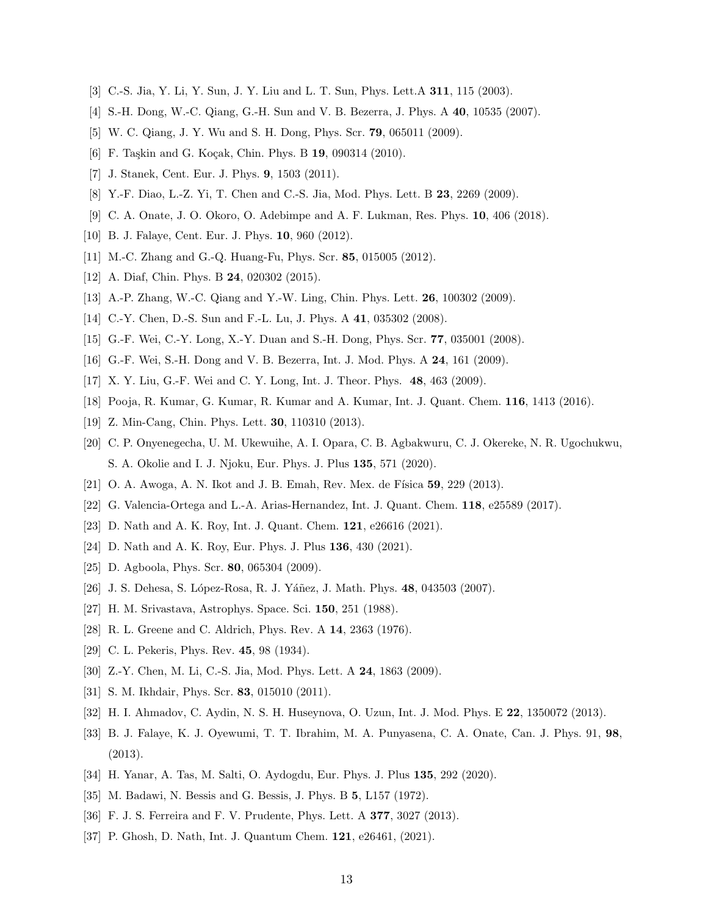[3] C.-S. Jia, Y. Li, Y. Sun, J. Y. Liu and L. T. Sun, Phys. Lett.A **311**, 115 (2003).

[4] S.-H. Dong, W.-C. Qiang, G.-H. Sun and V. B. Bezerra, J. Phys. A **40**, 10535 (2007).

[5] W. C. Qiang, J. Y. Wu and S. H. Dong, Phys. Scr. **79**, 065011 (2009).

[6] F. Taşkin and G. Koçak, Chin. Phys. B **19**, 090314 (2010).

[7] J. Stanek, Cent. Eur. J. Phys. **9**, 1503 (2011).

[8] Y.-F. Diao, L.-Z. Yi, T. Chen and C.-S. Jia, Mod. Phys. Lett. B **23**, 2269 (2009).

[9] C. A. Onate, J. O. Okoro, O. Adebimpe and A. F. Lukman, Res. Phys. **10**, 406 (2018).

[10] B. J. Falaye, Cent. Eur. J. Phys. **10**, 960 (2012).

[11] M.-C. Zhang and G.-Q. Huang-Fu, Phys. Scr. **85**, 015005 (2012).

[12] A. Diaf, Chin. Phys. B **24**, 020302 (2015).

[13] A.-P. Zhang, W.-C. Qiang and Y.-W. Ling, Chin. Phys. Lett. **26**, 100302 (2009).

[14] C.-Y. Chen, D.-S. Sun and F.-L. Lu, J. Phys. A **41**, 035302 (2008).

[15] G.-F. Wei, C.-Y. Long, X.-Y. Duan and S.-H. Dong, Phys. Scr. **77**, 035001 (2008).

[16] G.-F. Wei, S.-H. Dong and V. B. Bezerra, Int. J. Mod. Phys. A **24**, 161 (2009).

[17] X. Y. Liu, G.-F. Wei and C. Y. Long, Int. J. Theor. Phys. **48**, 463 (2009).

[18] Pooja, R. Kumar, G. Kumar, R. Kumar and A. Kumar, Int. J. Quant. Chem. **116**, 1413 (2016).

[19] Z. Min-Cang, Chin. Phys. Lett. **30**, 110310 (2013).

[20] C. P. Onyenegecha, U. M. Ukewuihe, A. I. Opara, C. B. Agbakwuru, C. J. Okereke, N. R. Ugochukwu, S. A. Okolie and I. J. Njoku, Eur. Phys. J. Plus **135**, 571 (2020).

[21] O. A. Awoga, A. N. Ikot and J. B. Emah, Rev. Mex. de Física **59**, 229 (2013).

[22] G. Valencia-Ortega and L.-A. Arias-Hernandez, Int. J. Quant. Chem. **118**, e25589 (2017).

[23] D. Nath and A. K. Roy, Int. J. Quant. Chem. **121**, e26616 (2021).

[24] D. Nath and A. K. Roy, Eur. Phys. J. Plus **136**, 430 (2021).

[25] D. Agboola, Phys. Scr. **80**, 065304 (2009).

[26] J. S. Dehesa, S. López-Rosa, R. J. Yáñez, J. Math. Phys. **48**, 043503 (2007).

[27] H. M. Srivastava, Astrophys. Space. Sci. **150**, 251 (1988).

[28] R. L. Greene and C. Aldrich, Phys. Rev. A **14**, 2363 (1976).

[29] C. L. Pekeris, Phys. Rev. **45**, 98 (1934).

[30] Z.-Y. Chen, M. Li, C.-S. Jia, Mod. Phys. Lett. A **24**, 1863 (2009).

[31] S. M. Ikhdair, Phys. Scr. **83**, 015010 (2011).

[32] H. I. Ahmadov, C. Aydin, N. S. H. Huseynova, O. Uzun, Int. J. Mod. Phys. E **22**, 1350072 (2013).

[33] B. J. Falaye, K. J. Oyewumi, T. T. Ibrahim, M. A. Punyasena, C. A. Onate, Can. J. Phys. 91, **98**, (2013).

[34] H. Yanar, A. Tas, M. Salti, O. Aydogdu, Eur. Phys. J. Plus **135**, 292 (2020).

[35] M. Badawi, N. Bessis and G. Bessis, J. Phys. B **5**, L157 (1972).

[36] F. J. S. Ferreira and F. V. Prudente, Phys. Lett. A **377**, 3027 (2013).

[37] P. Ghosh, D. Nath, Int. J. Quantum Chem. **121**, e26461, (2021).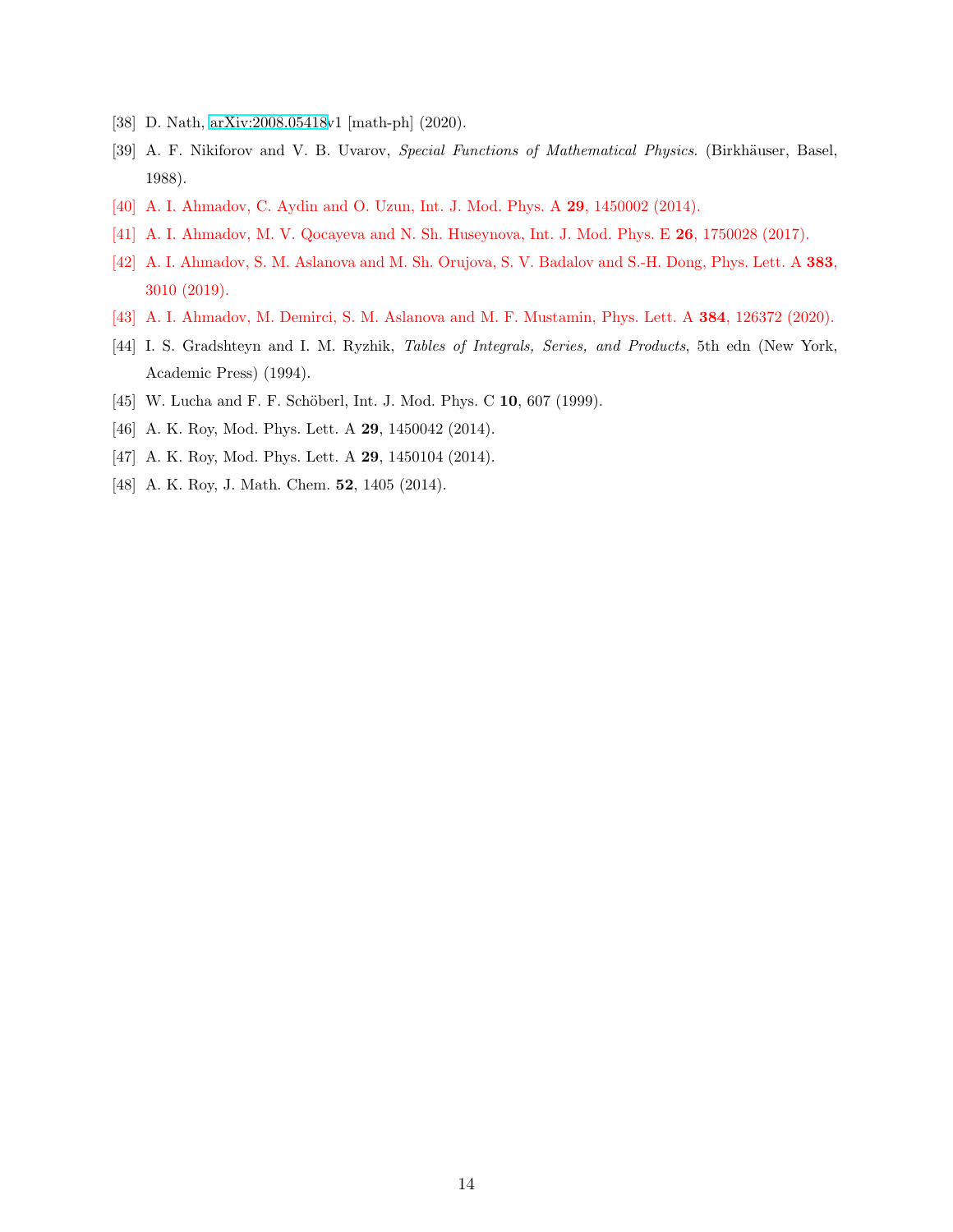[38] D. Nath, arXiv:2008.05418v1 [math-ph] (2020).

[39] A. F. Nikiforov and V. B. Uvarov, *Special Functions of Mathematical Physics*. (Birkhäuser, Basel, 1988).

[40] A. I. Ahmadov, C. Aydin and O. Uzun, Int. J. Mod. Phys. A **29**, 1450002 (2014).

[41] A. I. Ahmadov, M. V. Qocayeva and N. Sh. Huseynova, Int. J. Mod. Phys. E **26**, 1750028 (2017).

[42] A. I. Ahmadov, S. M. Aslanova and M. Sh. Orujova, S. V. Badalov and S.-H. Dong, Phys. Lett. A **383**, 3010 (2019).

[43] A. I. Ahmadov, M. Demirci, S. M. Aslanova and M. F. Mustamin, Phys. Lett. A **384**, 126372 (2020).

[44] I. S. Gradshteyn and I. M. Ryzhik, *Tables of Integrals, Series, and Products*, 5th edn (New York, Academic Press) (1994).

[45] W. Lucha and F. F. Schöberl, Int. J. Mod. Phys. C **10**, 607 (1999).

[46] A. K. Roy, Mod. Phys. Lett. A **29**, 1450042 (2014).

[47] A. K. Roy, Mod. Phys. Lett. A **29**, 1450104 (2014).

[48] A. K. Roy, J. Math. Chem. **52**, 1405 (2014).